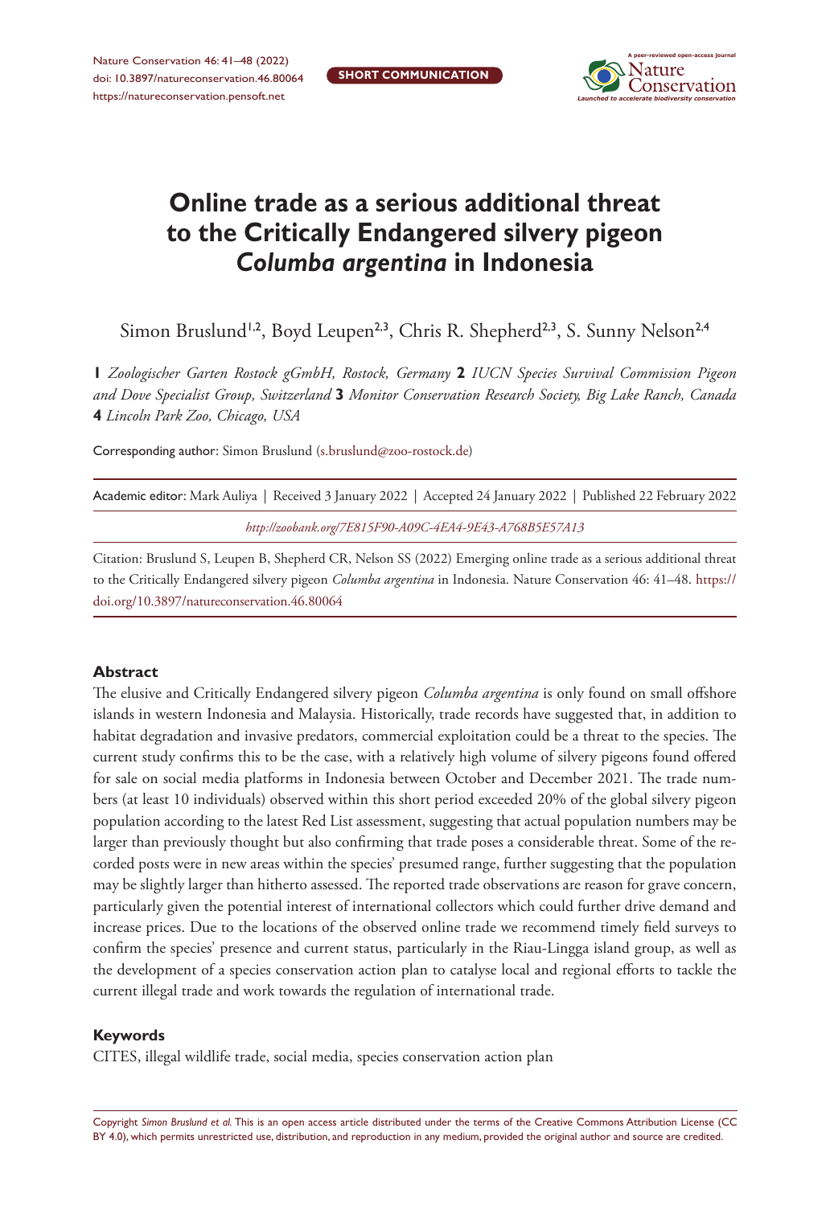SHORT COMMUNICATION

# Online trade as a serious additional threat to the Critically Endangered silvery pigeon *Columba argentina* in Indonesia

Simon Bruslund[1,2], Boyd Leupen[2,3], Chris R. Shepherd[2,3], S. Sunny Nelson[2,4]

**1** *Zoologischer Garten Rostock gGmbH, Rostock, Germany* **2** *IUCN Species Survival Commission Pigeon and Dove Specialist Group, Switzerland* **3** *Monitor Conservation Research Society, Big Lake Ranch, Canada* **4** *Lincoln Park Zoo, Chicago, USA*

Corresponding author: Simon Bruslund (s.bruslund@zoo-rostock.de)

Academic editor: Mark Auliya | Received 3 January 2022 | Accepted 24 January 2022 | Published 22 February 2022

*http://zoobank.org/7E815F90-A09C-4EA4-9E43-A768B5E57A13*

Citation: Bruslund S, Leupen B, Shepherd CR, Nelson SS (2022) Emerging online trade as a serious additional threat to the Critically Endangered silvery pigeon *Columba argentina* in Indonesia. Nature Conservation 46: 41–48. https://doi.org/10.3897/natureconservation.46.80064

## Abstract

The elusive and Critically Endangered silvery pigeon *Columba argentina* is only found on small offshore islands in western Indonesia and Malaysia. Historically, trade records have suggested that, in addition to habitat degradation and invasive predators, commercial exploitation could be a threat to the species. The current study confirms this to be the case, with a relatively high volume of silvery pigeons found offered for sale on social media platforms in Indonesia between October and December 2021. The trade numbers (at least 10 individuals) observed within this short period exceeded 20% of the global silvery pigeon population according to the latest Red List assessment, suggesting that actual population numbers may be larger than previously thought but also confirming that trade poses a considerable threat. Some of the recorded posts were in new areas within the species' presumed range, further suggesting that the population may be slightly larger than hitherto assessed. The reported trade observations are reason for grave concern, particularly given the potential interest of international collectors which could further drive demand and increase prices. Due to the locations of the observed online trade we recommend timely field surveys to confirm the species' presence and current status, particularly in the Riau-Lingga island group, as well as the development of a species conservation action plan to catalyse local and regional efforts to tackle the current illegal trade and work towards the regulation of international trade.

## Keywords

CITES, illegal wildlife trade, social media, species conservation action plan

Copyright *Simon Bruslund et al.* This is an open access article distributed under the terms of the Creative Commons Attribution License (CC BY 4.0), which permits unrestricted use, distribution, and reproduction in any medium, provided the original author and source are credited.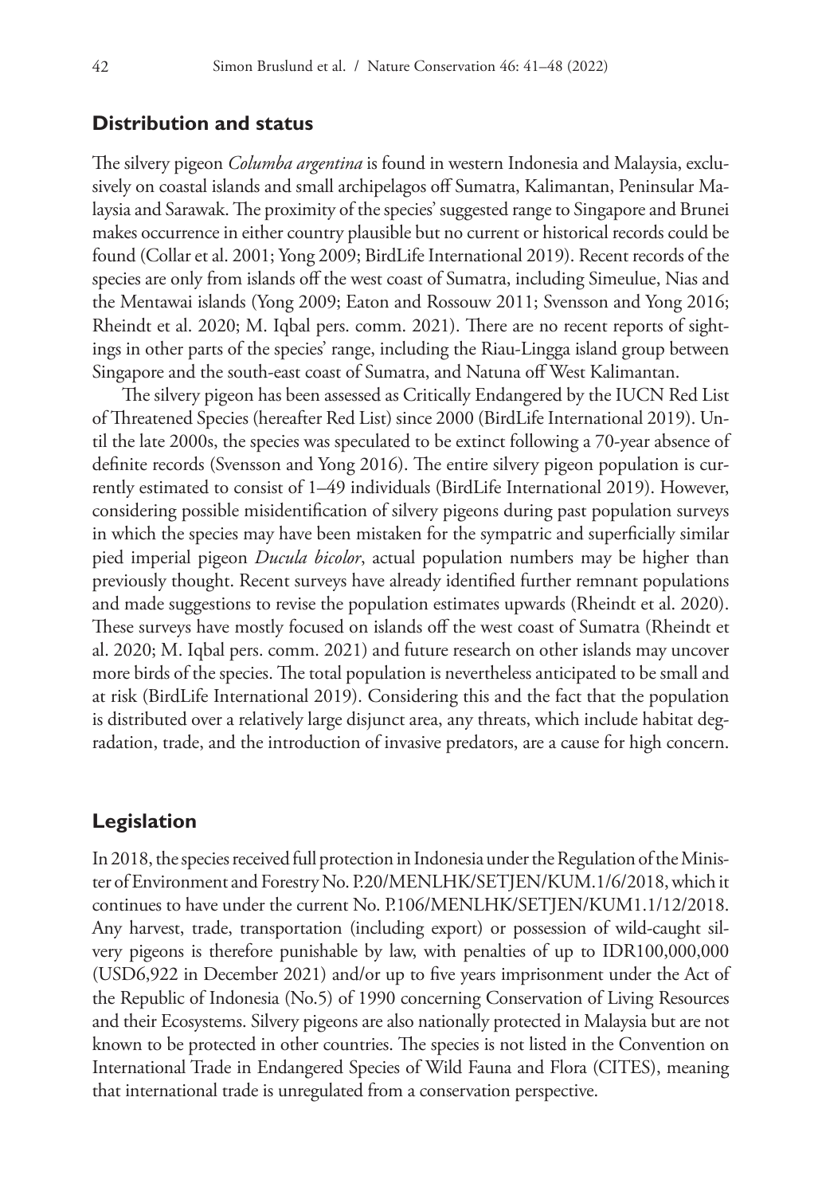## Distribution and status

The silvery pigeon *Columba argentina* is found in western Indonesia and Malaysia, exclusively on coastal islands and small archipelagos off Sumatra, Kalimantan, Peninsular Malaysia and Sarawak. The proximity of the species' suggested range to Singapore and Brunei makes occurrence in either country plausible but no current or historical records could be found (Collar et al. 2001; Yong 2009; BirdLife International 2019). Recent records of the species are only from islands off the west coast of Sumatra, including Simeulue, Nias and the Mentawai islands (Yong 2009; Eaton and Rossouw 2011; Svensson and Yong 2016; Rheindt et al. 2020; M. Iqbal pers. comm. 2021). There are no recent reports of sightings in other parts of the species' range, including the Riau-Lingga island group between Singapore and the south-east coast of Sumatra, and Natuna off West Kalimantan.

The silvery pigeon has been assessed as Critically Endangered by the IUCN Red List of Threatened Species (hereafter Red List) since 2000 (BirdLife International 2019). Until the late 2000s, the species was speculated to be extinct following a 70-year absence of definite records (Svensson and Yong 2016). The entire silvery pigeon population is currently estimated to consist of 1–49 individuals (BirdLife International 2019). However, considering possible misidentification of silvery pigeons during past population surveys in which the species may have been mistaken for the sympatric and superficially similar pied imperial pigeon *Ducula bicolor*, actual population numbers may be higher than previously thought. Recent surveys have already identified further remnant populations and made suggestions to revise the population estimates upwards (Rheindt et al. 2020). These surveys have mostly focused on islands off the west coast of Sumatra (Rheindt et al. 2020; M. Iqbal pers. comm. 2021) and future research on other islands may uncover more birds of the species. The total population is nevertheless anticipated to be small and at risk (BirdLife International 2019). Considering this and the fact that the population is distributed over a relatively large disjunct area, any threats, which include habitat degradation, trade, and the introduction of invasive predators, are a cause for high concern.

## Legislation

In 2018, the species received full protection in Indonesia under the Regulation of the Minister of Environment and Forestry No. P.20/MENLHK/SETJEN/KUM.1/6/2018, which it continues to have under the current No. P.106/MENLHK/SETJEN/KUM1.1/12/2018. Any harvest, trade, transportation (including export) or possession of wild-caught silvery pigeons is therefore punishable by law, with penalties of up to IDR100,000,000 (USD6,922 in December 2021) and/or up to five years imprisonment under the Act of the Republic of Indonesia (No.5) of 1990 concerning Conservation of Living Resources and their Ecosystems. Silvery pigeons are also nationally protected in Malaysia but are not known to be protected in other countries. The species is not listed in the Convention on International Trade in Endangered Species of Wild Fauna and Flora (CITES), meaning that international trade is unregulated from a conservation perspective.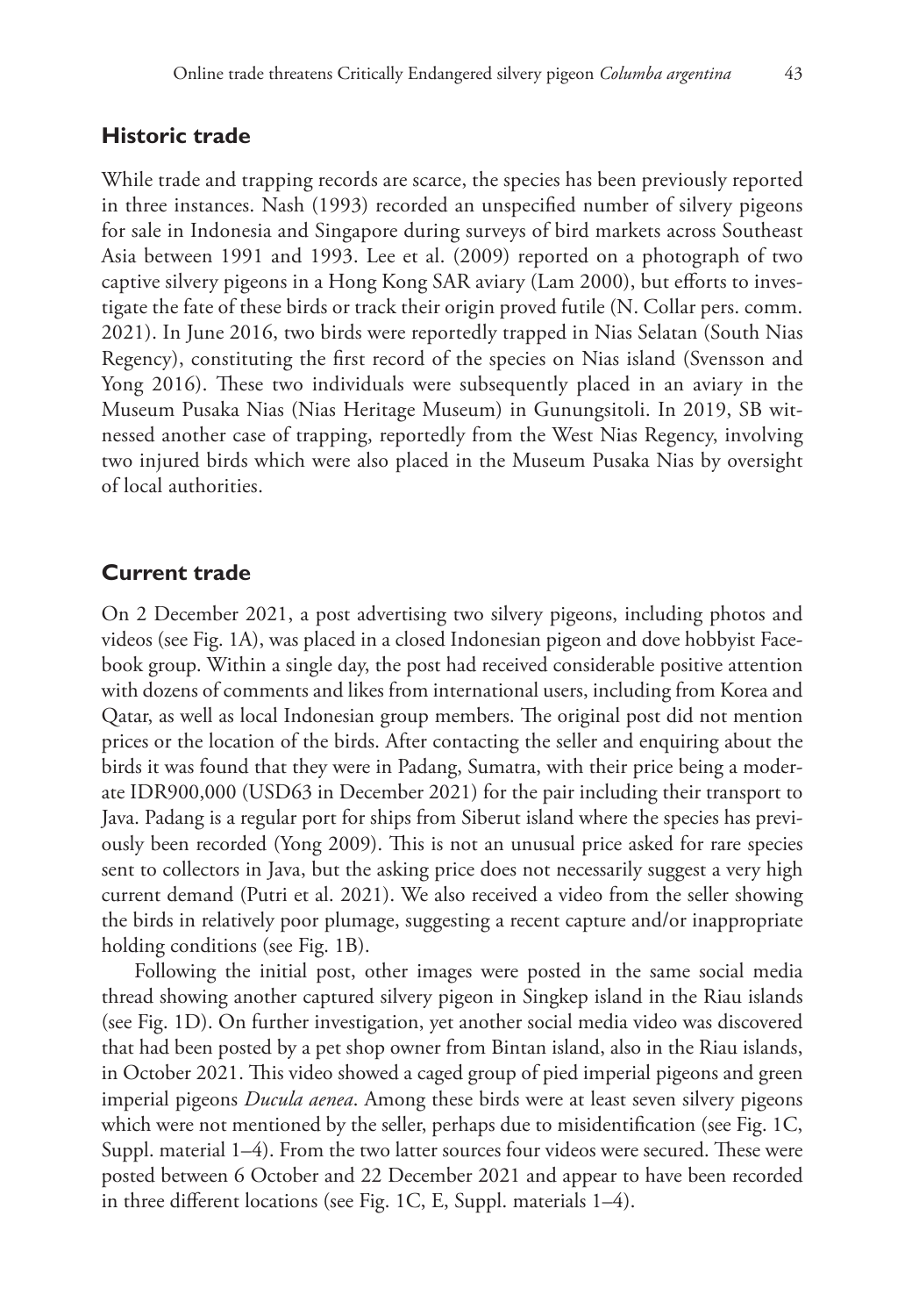## Historic trade

While trade and trapping records are scarce, the species has been previously reported in three instances. Nash (1993) recorded an unspecified number of silvery pigeons for sale in Indonesia and Singapore during surveys of bird markets across Southeast Asia between 1991 and 1993. Lee et al. (2009) reported on a photograph of two captive silvery pigeons in a Hong Kong SAR aviary (Lam 2000), but efforts to investigate the fate of these birds or track their origin proved futile (N. Collar pers. comm. 2021). In June 2016, two birds were reportedly trapped in Nias Selatan (South Nias Regency), constituting the first record of the species on Nias island (Svensson and Yong 2016). These two individuals were subsequently placed in an aviary in the Museum Pusaka Nias (Nias Heritage Museum) in Gunungsitoli. In 2019, SB witnessed another case of trapping, reportedly from the West Nias Regency, involving two injured birds which were also placed in the Museum Pusaka Nias by oversight of local authorities.

## Current trade

On 2 December 2021, a post advertising two silvery pigeons, including photos and videos (see Fig. 1A), was placed in a closed Indonesian pigeon and dove hobbyist Facebook group. Within a single day, the post had received considerable positive attention with dozens of comments and likes from international users, including from Korea and Qatar, as well as local Indonesian group members. The original post did not mention prices or the location of the birds. After contacting the seller and enquiring about the birds it was found that they were in Padang, Sumatra, with their price being a moderate IDR900,000 (USD63 in December 2021) for the pair including their transport to Java. Padang is a regular port for ships from Siberut island where the species has previously been recorded (Yong 2009). This is not an unusual price asked for rare species sent to collectors in Java, but the asking price does not necessarily suggest a very high current demand (Putri et al. 2021). We also received a video from the seller showing the birds in relatively poor plumage, suggesting a recent capture and/or inappropriate holding conditions (see Fig. 1B).

Following the initial post, other images were posted in the same social media thread showing another captured silvery pigeon in Singkep island in the Riau islands (see Fig. 1D). On further investigation, yet another social media video was discovered that had been posted by a pet shop owner from Bintan island, also in the Riau islands, in October 2021. This video showed a caged group of pied imperial pigeons and green imperial pigeons *Ducula aenea*. Among these birds were at least seven silvery pigeons which were not mentioned by the seller, perhaps due to misidentification (see Fig. 1C, Suppl. material 1–4). From the two latter sources four videos were secured. These were posted between 6 October and 22 December 2021 and appear to have been recorded in three different locations (see Fig. 1C, E, Suppl. materials 1–4).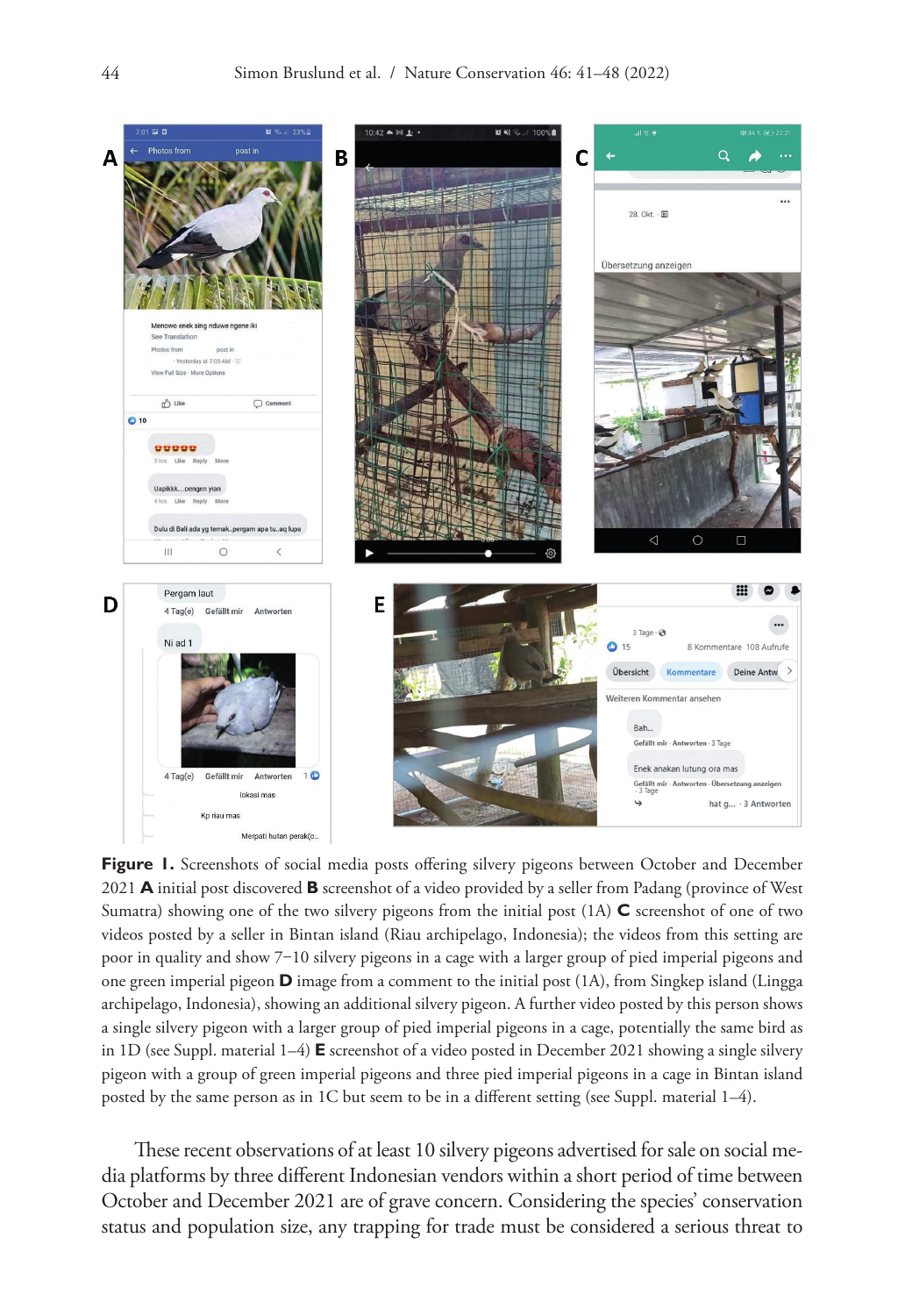**Figure 1.** Screenshots of social media posts offering silvery pigeons between October and December 2021 **A** initial post discovered **B** screenshot of a video provided by a seller from Padang (province of West Sumatra) showing one of the two silvery pigeons from the initial post (1A) **C** screenshot of one of two videos posted by a seller in Bintan island (Riau archipelago, Indonesia); the videos from this setting are poor in quality and show 7–10 silvery pigeons in a cage with a larger group of pied imperial pigeons and one green imperial pigeon **D** image from a comment to the initial post (1A), from Singkep island (Lingga archipelago, Indonesia), showing an additional silvery pigeon. A further video posted by this person shows a single silvery pigeon with a larger group of pied imperial pigeons in a cage, potentially the same bird as in 1D (see Suppl. material 1–4) **E** screenshot of a video posted in December 2021 showing a single silvery pigeon with a group of green imperial pigeons and three pied imperial pigeons in a cage in Bintan island posted by the same person as in 1C but seem to be in a different setting (see Suppl. material 1–4).

These recent observations of at least 10 silvery pigeons advertised for sale on social media platforms by three different Indonesian vendors within a short period of time between October and December 2021 are of grave concern. Considering the species' conservation status and population size, any trapping for trade must be considered a serious threat to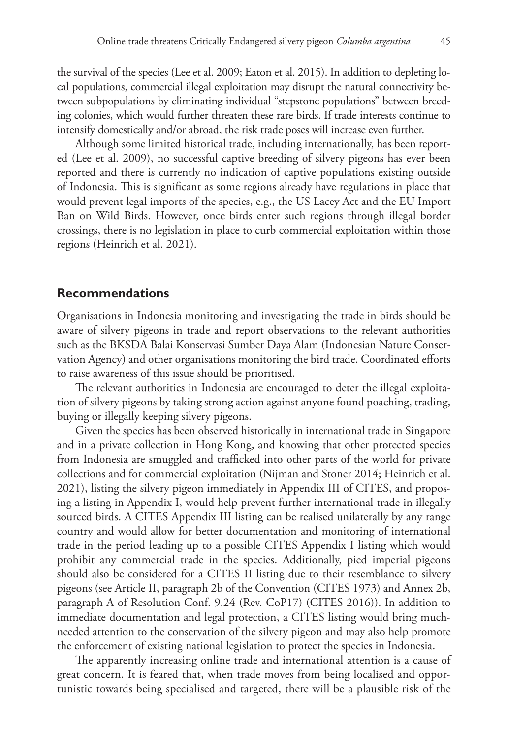the survival of the species (Lee et al. 2009; Eaton et al. 2015). In addition to depleting local populations, commercial illegal exploitation may disrupt the natural connectivity between subpopulations by eliminating individual "stepstone populations" between breeding colonies, which would further threaten these rare birds. If trade interests continue to intensify domestically and/or abroad, the risk trade poses will increase even further.

Although some limited historical trade, including internationally, has been reported (Lee et al. 2009), no successful captive breeding of silvery pigeons has ever been reported and there is currently no indication of captive populations existing outside of Indonesia. This is significant as some regions already have regulations in place that would prevent legal imports of the species, e.g., the US Lacey Act and the EU Import Ban on Wild Birds. However, once birds enter such regions through illegal border crossings, there is no legislation in place to curb commercial exploitation within those regions (Heinrich et al. 2021).

## Recommendations

Organisations in Indonesia monitoring and investigating the trade in birds should be aware of silvery pigeons in trade and report observations to the relevant authorities such as the BKSDA Balai Konservasi Sumber Daya Alam (Indonesian Nature Conservation Agency) and other organisations monitoring the bird trade. Coordinated efforts to raise awareness of this issue should be prioritised.

The relevant authorities in Indonesia are encouraged to deter the illegal exploitation of silvery pigeons by taking strong action against anyone found poaching, trading, buying or illegally keeping silvery pigeons.

Given the species has been observed historically in international trade in Singapore and in a private collection in Hong Kong, and knowing that other protected species from Indonesia are smuggled and trafficked into other parts of the world for private collections and for commercial exploitation (Nijman and Stoner 2014; Heinrich et al. 2021), listing the silvery pigeon immediately in Appendix III of CITES, and proposing a listing in Appendix I, would help prevent further international trade in illegally sourced birds. A CITES Appendix III listing can be realised unilaterally by any range country and would allow for better documentation and monitoring of international trade in the period leading up to a possible CITES Appendix I listing which would prohibit any commercial trade in the species. Additionally, pied imperial pigeons should also be considered for a CITES II listing due to their resemblance to silvery pigeons (see Article II, paragraph 2b of the Convention (CITES 1973) and Annex 2b, paragraph A of Resolution Conf. 9.24 (Rev. CoP17) (CITES 2016)). In addition to immediate documentation and legal protection, a CITES listing would bring much-needed attention to the conservation of the silvery pigeon and may also help promote the enforcement of existing national legislation to protect the species in Indonesia.

The apparently increasing online trade and international attention is a cause of great concern. It is feared that, when trade moves from being localised and opportunistic towards being specialised and targeted, there will be a plausible risk of the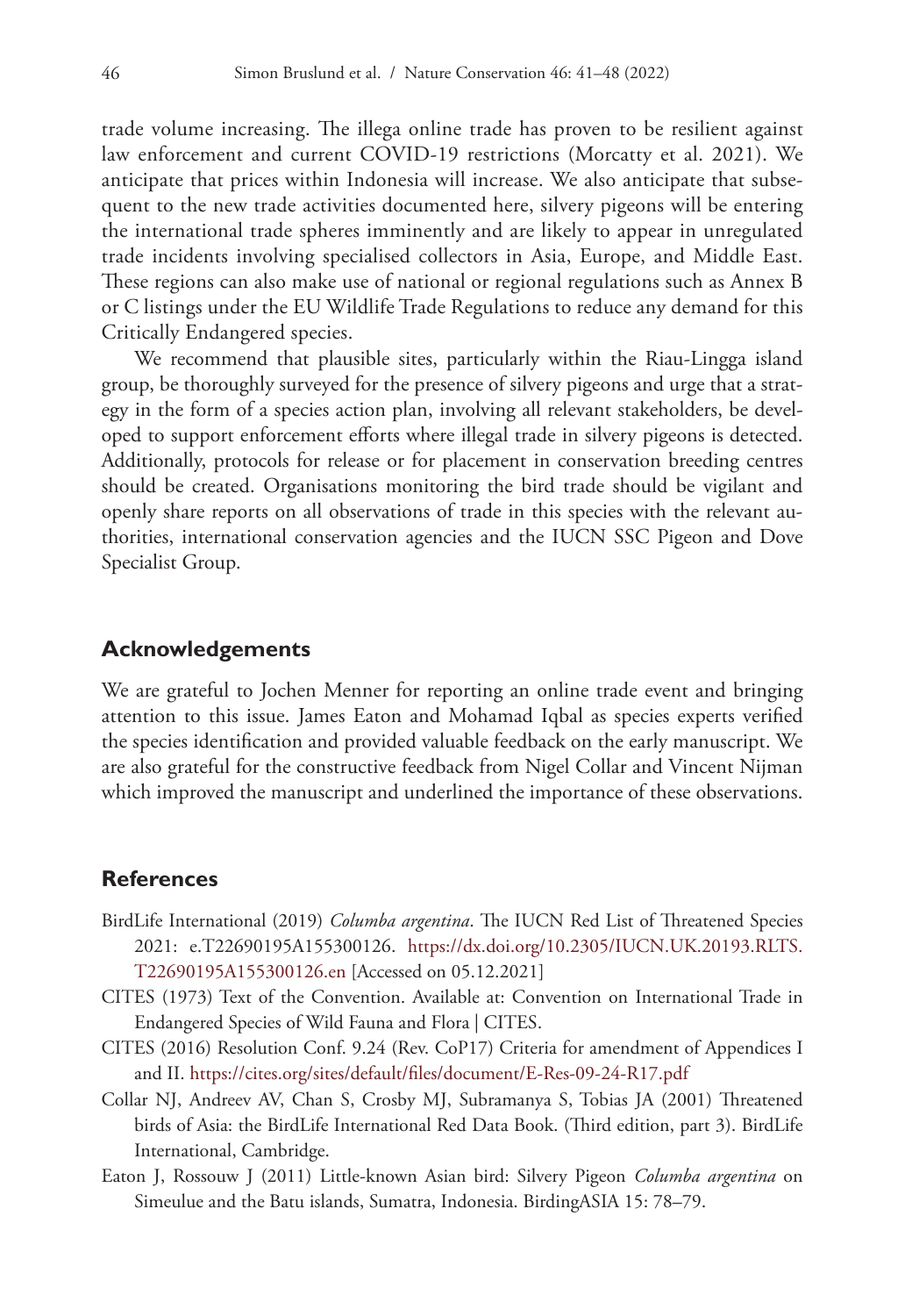trade volume increasing. The illega online trade has proven to be resilient against law enforcement and current COVID-19 restrictions (Morcatty et al. 2021). We anticipate that prices within Indonesia will increase. We also anticipate that subsequent to the new trade activities documented here, silvery pigeons will be entering the international trade spheres imminently and are likely to appear in unregulated trade incidents involving specialised collectors in Asia, Europe, and Middle East. These regions can also make use of national or regional regulations such as Annex B or C listings under the EU Wildlife Trade Regulations to reduce any demand for this Critically Endangered species.

We recommend that plausible sites, particularly within the Riau-Lingga island group, be thoroughly surveyed for the presence of silvery pigeons and urge that a strategy in the form of a species action plan, involving all relevant stakeholders, be developed to support enforcement efforts where illegal trade in silvery pigeons is detected. Additionally, protocols for release or for placement in conservation breeding centres should be created. Organisations monitoring the bird trade should be vigilant and openly share reports on all observations of trade in this species with the relevant authorities, international conservation agencies and the IUCN SSC Pigeon and Dove Specialist Group.

## Acknowledgements

We are grateful to Jochen Menner for reporting an online trade event and bringing attention to this issue. James Eaton and Mohamad Iqbal as species experts verified the species identification and provided valuable feedback on the early manuscript. We are also grateful for the constructive feedback from Nigel Collar and Vincent Nijman which improved the manuscript and underlined the importance of these observations.

## References

BirdLife International (2019) *Columba argentina*. The IUCN Red List of Threatened Species 2021: e.T22690195A155300126. https://dx.doi.org/10.2305/IUCN.UK.20193.RLTS.T22690195A155300126.en [Accessed on 05.12.2021]

CITES (1973) Text of the Convention. Available at: Convention on International Trade in Endangered Species of Wild Fauna and Flora | CITES.

CITES (2016) Resolution Conf. 9.24 (Rev. CoP17) Criteria for amendment of Appendices I and II. https://cites.org/sites/default/files/document/E-Res-09-24-R17.pdf

Collar NJ, Andreev AV, Chan S, Crosby MJ, Subramanya S, Tobias JA (2001) Threatened birds of Asia: the BirdLife International Red Data Book. (Third edition, part 3). BirdLife International, Cambridge.

Eaton J, Rossouw J (2011) Little-known Asian bird: Silvery Pigeon *Columba argentina* on Simeulue and the Batu islands, Sumatra, Indonesia. BirdingASIA 15: 78–79.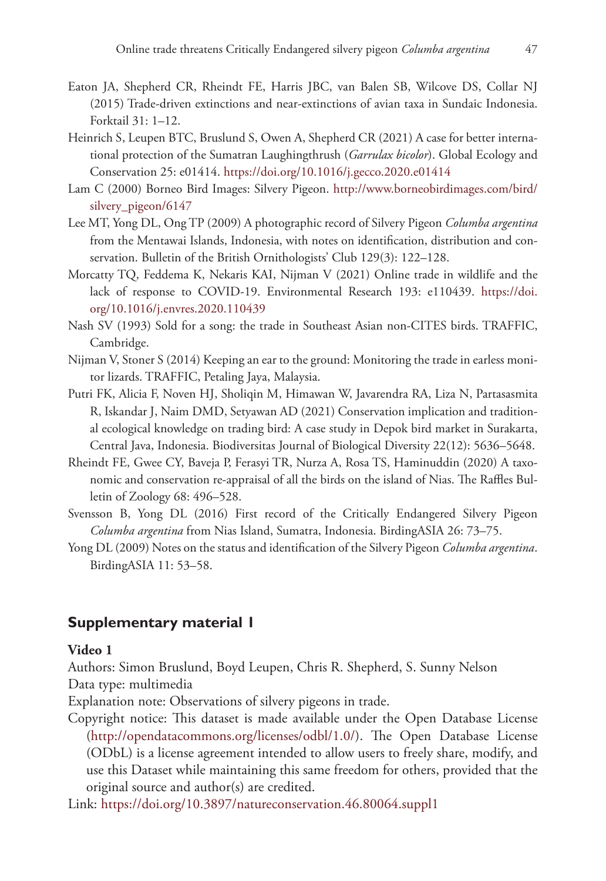Eaton JA, Shepherd CR, Rheindt FE, Harris JBC, van Balen SB, Wilcove DS, Collar NJ (2015) Trade-driven extinctions and near-extinctions of avian taxa in Sundaic Indonesia. Forktail 31: 1–12.

Heinrich S, Leupen BTC, Bruslund S, Owen A, Shepherd CR (2021) A case for better international protection of the Sumatran Laughingthrush (*Garrulax bicolor*). Global Ecology and Conservation 25: e01414. https://doi.org/10.1016/j.gecco.2020.e01414

Lam C (2000) Borneo Bird Images: Silvery Pigeon. http://www.borneobirdimages.com/bird/silvery_pigeon/6147

Lee MT, Yong DL, Ong TP (2009) A photographic record of Silvery Pigeon *Columba argentina* from the Mentawai Islands, Indonesia, with notes on identification, distribution and conservation. Bulletin of the British Ornithologists' Club 129(3): 122–128.

Morcatty TQ, Feddema K, Nekaris KAI, Nijman V (2021) Online trade in wildlife and the lack of response to COVID-19. Environmental Research 193: e110439. https://doi.org/10.1016/j.envres.2020.110439

Nash SV (1993) Sold for a song: the trade in Southeast Asian non-CITES birds. TRAFFIC, Cambridge.

Nijman V, Stoner S (2014) Keeping an ear to the ground: Monitoring the trade in earless monitor lizards. TRAFFIC, Petaling Jaya, Malaysia.

Putri FK, Alicia F, Noven HJ, Sholiqin M, Himawan W, Javarendra RA, Liza N, Partasasmita R, Iskandar J, Naim DMD, Setyawan AD (2021) Conservation implication and traditional ecological knowledge on trading bird: A case study in Depok bird market in Surakarta, Central Java, Indonesia. Biodiversitas Journal of Biological Diversity 22(12): 5636–5648.

Rheindt FE, Gwee CY, Baveja P, Ferasyi TR, Nurza A, Rosa TS, Haminuddin (2020) A taxonomic and conservation re-appraisal of all the birds on the island of Nias. The Raffles Bulletin of Zoology 68: 496–528.

Svensson B, Yong DL (2016) First record of the Critically Endangered Silvery Pigeon *Columba argentina* from Nias Island, Sumatra, Indonesia. BirdingASIA 26: 73–75.

Yong DL (2009) Notes on the status and identification of the Silvery Pigeon *Columba argentina*. BirdingASIA 11: 53–58.

## Supplementary material 1

**Video 1**

Authors: Simon Bruslund, Boyd Leupen, Chris R. Shepherd, S. Sunny Nelson

Data type: multimedia

Explanation note: Observations of silvery pigeons in trade.

Copyright notice: This dataset is made available under the Open Database License (http://opendatacommons.org/licenses/odbl/1.0/). The Open Database License (ODbL) is a license agreement intended to allow users to freely share, modify, and use this Dataset while maintaining this same freedom for others, provided that the original source and author(s) are credited.

Link: https://doi.org/10.3897/natureconservation.46.80064.suppl1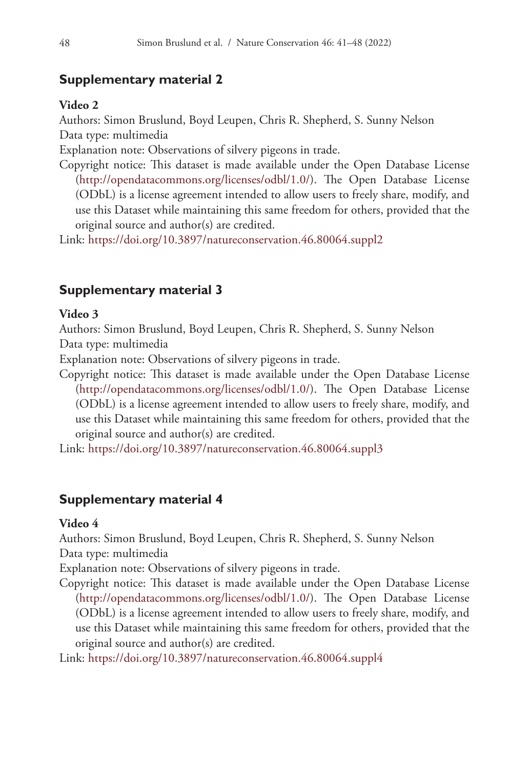## Supplementary material 2

**Video 2**

Authors: Simon Bruslund, Boyd Leupen, Chris R. Shepherd, S. Sunny Nelson

Data type: multimedia

Explanation note: Observations of silvery pigeons in trade.

Copyright notice: This dataset is made available under the Open Database License (http://opendatacommons.org/licenses/odbl/1.0/). The Open Database License (ODbL) is a license agreement intended to allow users to freely share, modify, and use this Dataset while maintaining this same freedom for others, provided that the original source and author(s) are credited.

Link: https://doi.org/10.3897/natureconservation.46.80064.suppl2

## Supplementary material 3

**Video 3**

Authors: Simon Bruslund, Boyd Leupen, Chris R. Shepherd, S. Sunny Nelson

Data type: multimedia

Explanation note: Observations of silvery pigeons in trade.

Copyright notice: This dataset is made available under the Open Database License (http://opendatacommons.org/licenses/odbl/1.0/). The Open Database License (ODbL) is a license agreement intended to allow users to freely share, modify, and use this Dataset while maintaining this same freedom for others, provided that the original source and author(s) are credited.

Link: https://doi.org/10.3897/natureconservation.46.80064.suppl3

## Supplementary material 4

**Video 4**

Authors: Simon Bruslund, Boyd Leupen, Chris R. Shepherd, S. Sunny Nelson

Data type: multimedia

Explanation note: Observations of silvery pigeons in trade.

Copyright notice: This dataset is made available under the Open Database License (http://opendatacommons.org/licenses/odbl/1.0/). The Open Database License (ODbL) is a license agreement intended to allow users to freely share, modify, and use this Dataset while maintaining this same freedom for others, provided that the original source and author(s) are credited.

Link: https://doi.org/10.3897/natureconservation.46.80064.suppl4